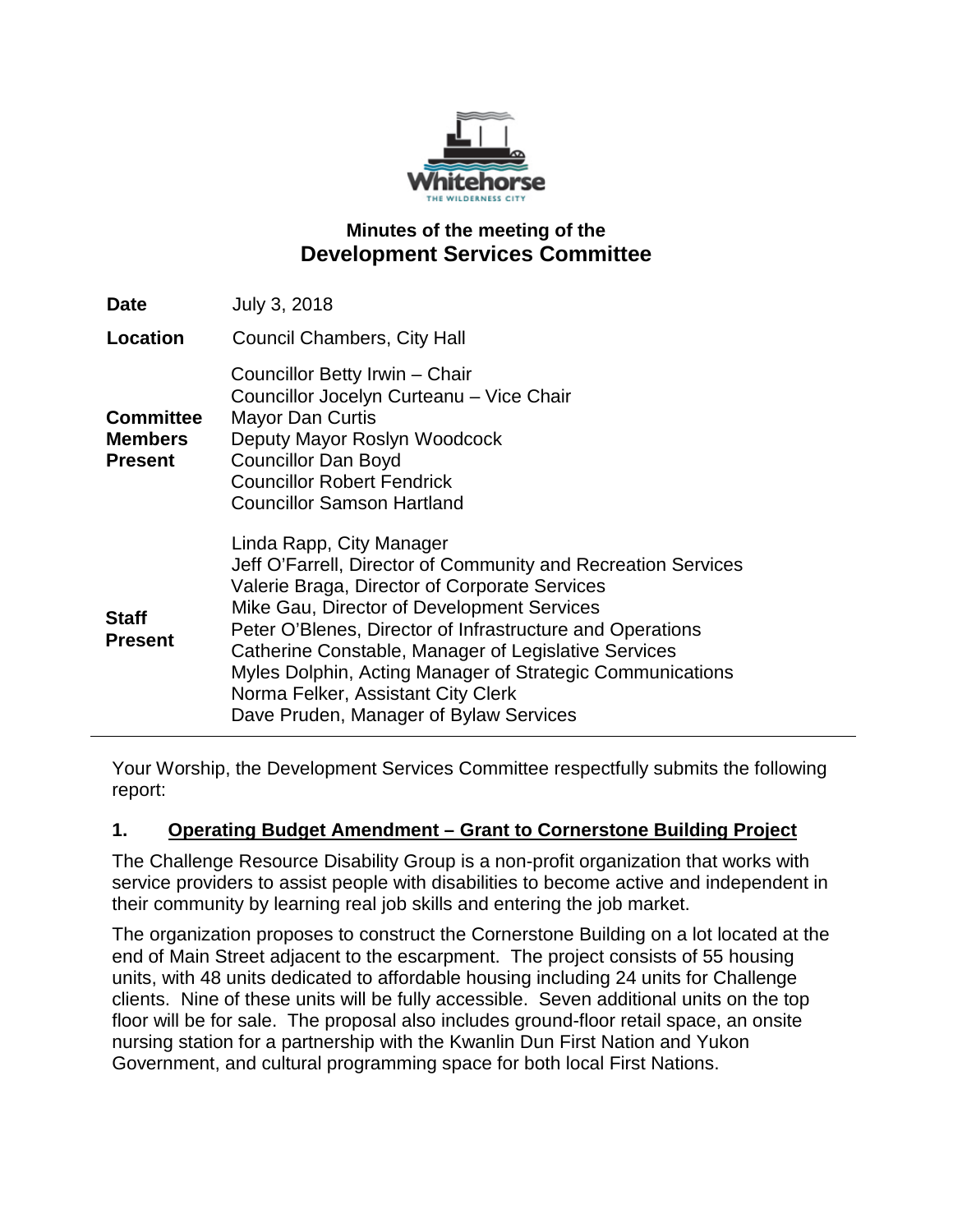## Minutes of the meeting of the
# Development Services Committee

| | |
|---|---|
| **Date** | July 3, 2018 |
| **Location** | Council Chambers, City Hall |
| **Committee Members Present** | Councillor Betty Irwin – Chair<br>Councillor Jocelyn Curteanu – Vice Chair<br>Mayor Dan Curtis<br>Deputy Mayor Roslyn Woodcock<br>Councillor Dan Boyd<br>Councillor Robert Fendrick<br>Councillor Samson Hartland |
| **Staff Present** | Linda Rapp, City Manager<br>Jeff O'Farrell, Director of Community and Recreation Services<br>Valerie Braga, Director of Corporate Services<br>Mike Gau, Director of Development Services<br>Peter O'Blenes, Director of Infrastructure and Operations<br>Catherine Constable, Manager of Legislative Services<br>Myles Dolphin, Acting Manager of Strategic Communications<br>Norma Felker, Assistant City Clerk<br>Dave Pruden, Manager of Bylaw Services |

Your Worship, the Development Services Committee respectfully submits the following report:

## 1. Operating Budget Amendment – Grant to Cornerstone Building Project

The Challenge Resource Disability Group is a non-profit organization that works with service providers to assist people with disabilities to become active and independent in their community by learning real job skills and entering the job market.

The organization proposes to construct the Cornerstone Building on a lot located at the end of Main Street adjacent to the escarpment. The project consists of 55 housing units, with 48 units dedicated to affordable housing including 24 units for Challenge clients. Nine of these units will be fully accessible. Seven additional units on the top floor will be for sale. The proposal also includes ground-floor retail space, an onsite nursing station for a partnership with the Kwanlin Dun First Nation and Yukon Government, and cultural programming space for both local First Nations.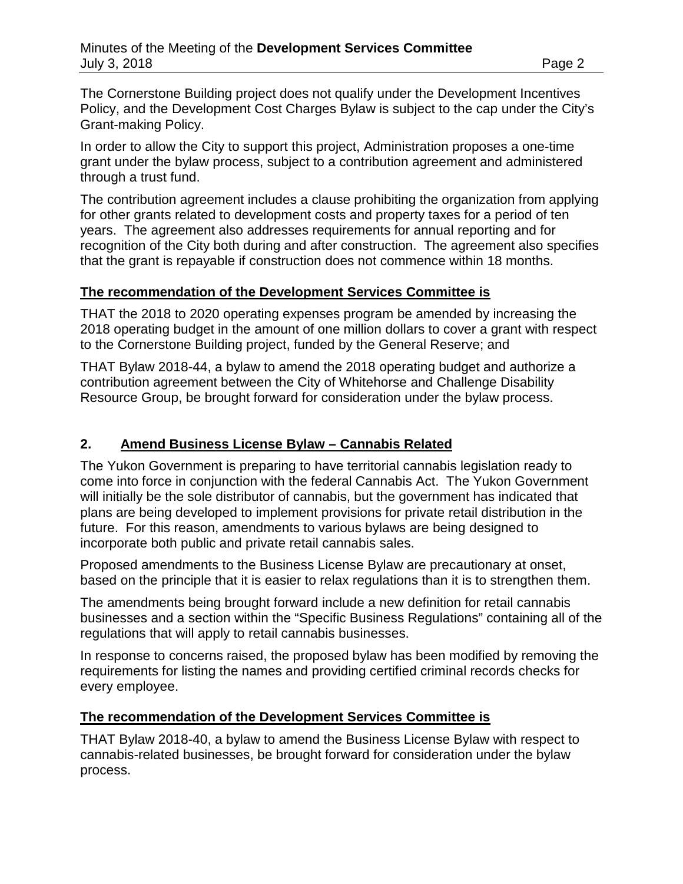The Cornerstone Building project does not qualify under the Development Incentives Policy, and the Development Cost Charges Bylaw is subject to the cap under the City's Grant-making Policy.

In order to allow the City to support this project, Administration proposes a one-time grant under the bylaw process, subject to a contribution agreement and administered through a trust fund.

The contribution agreement includes a clause prohibiting the organization from applying for other grants related to development costs and property taxes for a period of ten years. The agreement also addresses requirements for annual reporting and for recognition of the City both during and after construction. The agreement also specifies that the grant is repayable if construction does not commence within 18 months.

**The recommendation of the Development Services Committee is**

THAT the 2018 to 2020 operating expenses program be amended by increasing the 2018 operating budget in the amount of one million dollars to cover a grant with respect to the Cornerstone Building project, funded by the General Reserve; and

THAT Bylaw 2018-44, a bylaw to amend the 2018 operating budget and authorize a contribution agreement between the City of Whitehorse and Challenge Disability Resource Group, be brought forward for consideration under the bylaw process.

## 2. Amend Business License Bylaw – Cannabis Related

The Yukon Government is preparing to have territorial cannabis legislation ready to come into force in conjunction with the federal Cannabis Act. The Yukon Government will initially be the sole distributor of cannabis, but the government has indicated that plans are being developed to implement provisions for private retail distribution in the future. For this reason, amendments to various bylaws are being designed to incorporate both public and private retail cannabis sales.

Proposed amendments to the Business License Bylaw are precautionary at onset, based on the principle that it is easier to relax regulations than it is to strengthen them.

The amendments being brought forward include a new definition for retail cannabis businesses and a section within the "Specific Business Regulations" containing all of the regulations that will apply to retail cannabis businesses.

In response to concerns raised, the proposed bylaw has been modified by removing the requirements for listing the names and providing certified criminal records checks for every employee.

**The recommendation of the Development Services Committee is**

THAT Bylaw 2018-40, a bylaw to amend the Business License Bylaw with respect to cannabis-related businesses, be brought forward for consideration under the bylaw process.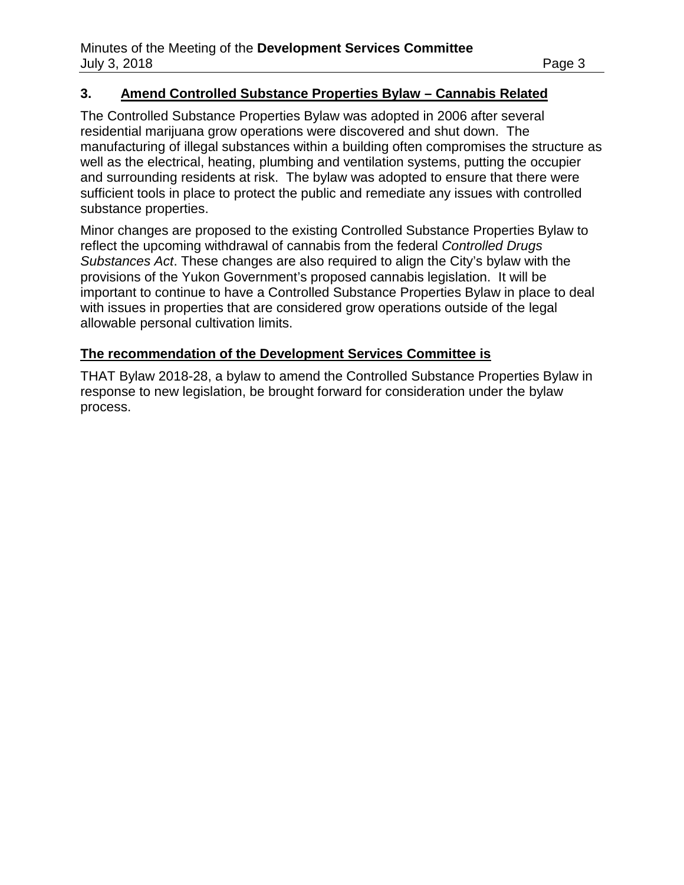## 3. Amend Controlled Substance Properties Bylaw – Cannabis Related

The Controlled Substance Properties Bylaw was adopted in 2006 after several residential marijuana grow operations were discovered and shut down. The manufacturing of illegal substances within a building often compromises the structure as well as the electrical, heating, plumbing and ventilation systems, putting the occupier and surrounding residents at risk. The bylaw was adopted to ensure that there were sufficient tools in place to protect the public and remediate any issues with controlled substance properties.

Minor changes are proposed to the existing Controlled Substance Properties Bylaw to reflect the upcoming withdrawal of cannabis from the federal *Controlled Drugs Substances Act*. These changes are also required to align the City's bylaw with the provisions of the Yukon Government's proposed cannabis legislation. It will be important to continue to have a Controlled Substance Properties Bylaw in place to deal with issues in properties that are considered grow operations outside of the legal allowable personal cultivation limits.

**The recommendation of the Development Services Committee is**

THAT Bylaw 2018-28, a bylaw to amend the Controlled Substance Properties Bylaw in response to new legislation, be brought forward for consideration under the bylaw process.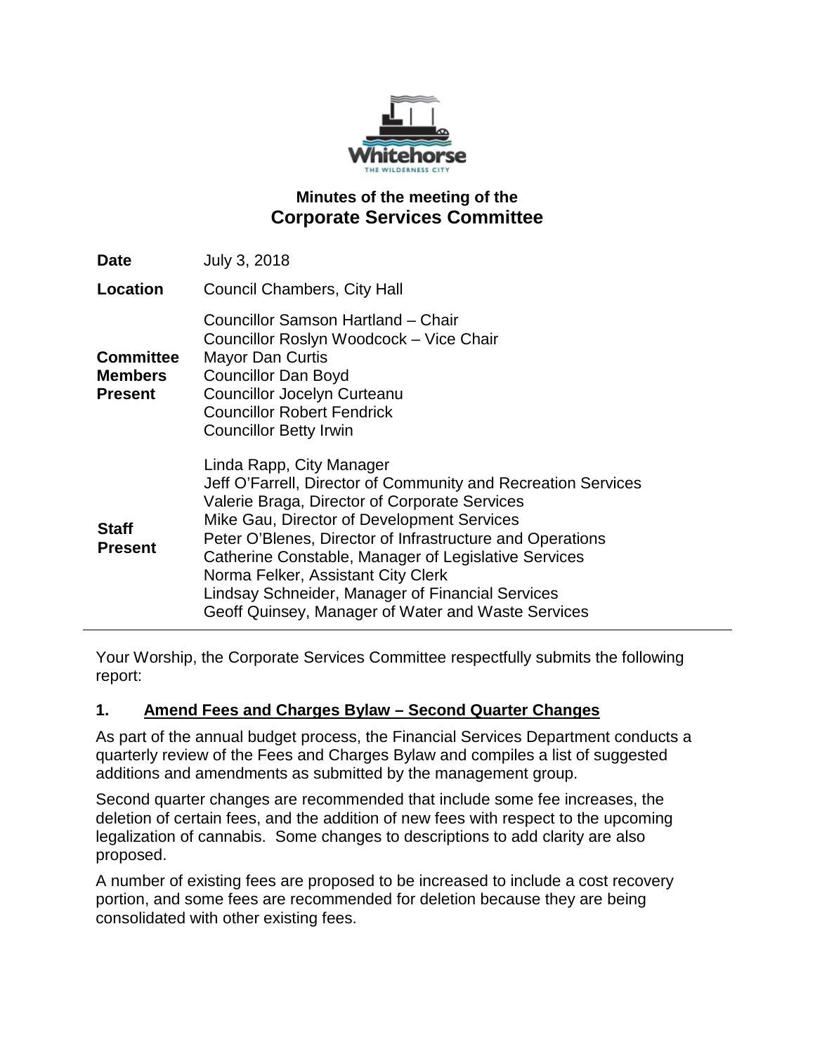## Minutes of the meeting of the
# Corporate Services Committee

| | |
|---|---|
| **Date** | July 3, 2018 |
| **Location** | Council Chambers, City Hall |
| **Committee Members Present** | Councillor Samson Hartland – Chair<br>Councillor Roslyn Woodcock – Vice Chair<br>Mayor Dan Curtis<br>Councillor Dan Boyd<br>Councillor Jocelyn Curteanu<br>Councillor Robert Fendrick<br>Councillor Betty Irwin |
| **Staff Present** | Linda Rapp, City Manager<br>Jeff O'Farrell, Director of Community and Recreation Services<br>Valerie Braga, Director of Corporate Services<br>Mike Gau, Director of Development Services<br>Peter O'Blenes, Director of Infrastructure and Operations<br>Catherine Constable, Manager of Legislative Services<br>Norma Felker, Assistant City Clerk<br>Lindsay Schneider, Manager of Financial Services<br>Geoff Quinsey, Manager of Water and Waste Services |

---

Your Worship, the Corporate Services Committee respectfully submits the following report:

**1. Amend Fees and Charges Bylaw – Second Quarter Changes**

As part of the annual budget process, the Financial Services Department conducts a quarterly review of the Fees and Charges Bylaw and compiles a list of suggested additions and amendments as submitted by the management group.

Second quarter changes are recommended that include some fee increases, the deletion of certain fees, and the addition of new fees with respect to the upcoming legalization of cannabis. Some changes to descriptions to add clarity are also proposed.

A number of existing fees are proposed to be increased to include a cost recovery portion, and some fees are recommended for deletion because they are being consolidated with other existing fees.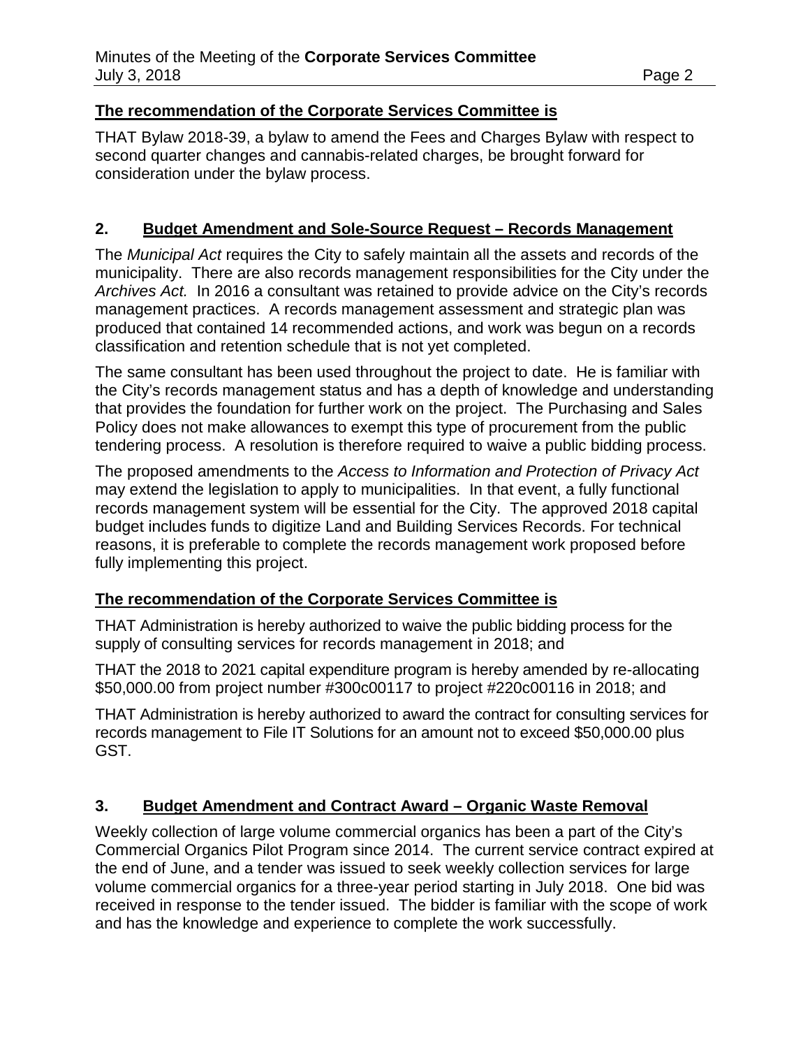**The recommendation of the Corporate Services Committee is**

THAT Bylaw 2018-39, a bylaw to amend the Fees and Charges Bylaw with respect to second quarter changes and cannabis-related charges, be brought forward for consideration under the bylaw process.

## 2. Budget Amendment and Sole-Source Request – Records Management

The *Municipal Act* requires the City to safely maintain all the assets and records of the municipality. There are also records management responsibilities for the City under the *Archives Act.* In 2016 a consultant was retained to provide advice on the City's records management practices. A records management assessment and strategic plan was produced that contained 14 recommended actions, and work was begun on a records classification and retention schedule that is not yet completed.

The same consultant has been used throughout the project to date. He is familiar with the City's records management status and has a depth of knowledge and understanding that provides the foundation for further work on the project. The Purchasing and Sales Policy does not make allowances to exempt this type of procurement from the public tendering process. A resolution is therefore required to waive a public bidding process.

The proposed amendments to the *Access to Information and Protection of Privacy Act* may extend the legislation to apply to municipalities. In that event, a fully functional records management system will be essential for the City. The approved 2018 capital budget includes funds to digitize Land and Building Services Records. For technical reasons, it is preferable to complete the records management work proposed before fully implementing this project.

**The recommendation of the Corporate Services Committee is**

THAT Administration is hereby authorized to waive the public bidding process for the supply of consulting services for records management in 2018; and

THAT the 2018 to 2021 capital expenditure program is hereby amended by re-allocating $50,000.00 from project number #300c00117 to project #220c00116 in 2018; and

THAT Administration is hereby authorized to award the contract for consulting services for records management to File IT Solutions for an amount not to exceed $50,000.00 plus GST.

## 3. Budget Amendment and Contract Award – Organic Waste Removal

Weekly collection of large volume commercial organics has been a part of the City's Commercial Organics Pilot Program since 2014. The current service contract expired at the end of June, and a tender was issued to seek weekly collection services for large volume commercial organics for a three-year period starting in July 2018. One bid was received in response to the tender issued. The bidder is familiar with the scope of work and has the knowledge and experience to complete the work successfully.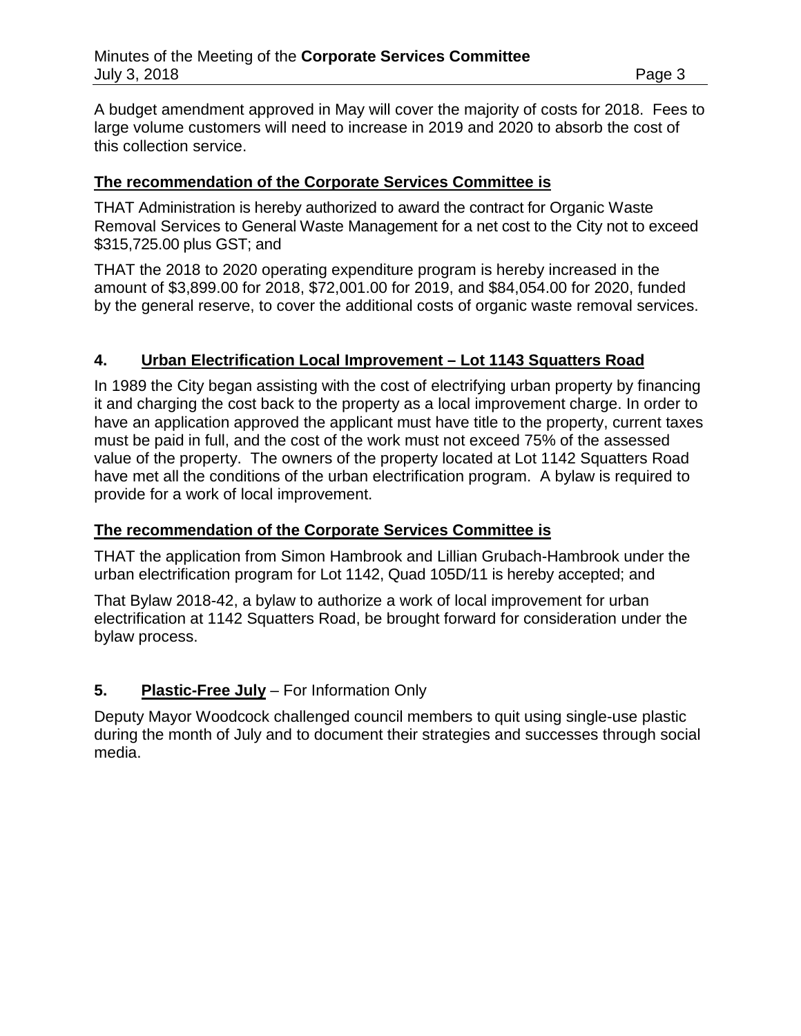A budget amendment approved in May will cover the majority of costs for 2018. Fees to large volume customers will need to increase in 2019 and 2020 to absorb the cost of this collection service.

**The recommendation of the Corporate Services Committee is**

THAT Administration is hereby authorized to award the contract for Organic Waste Removal Services to General Waste Management for a net cost to the City not to exceed $315,725.00 plus GST; and

THAT the 2018 to 2020 operating expenditure program is hereby increased in the amount of $3,899.00 for 2018, $72,001.00 for 2019, and $84,054.00 for 2020, funded by the general reserve, to cover the additional costs of organic waste removal services.

## 4. Urban Electrification Local Improvement – Lot 1143 Squatters Road

In 1989 the City began assisting with the cost of electrifying urban property by financing it and charging the cost back to the property as a local improvement charge. In order to have an application approved the applicant must have title to the property, current taxes must be paid in full, and the cost of the work must not exceed 75% of the assessed value of the property. The owners of the property located at Lot 1142 Squatters Road have met all the conditions of the urban electrification program. A bylaw is required to provide for a work of local improvement.

**The recommendation of the Corporate Services Committee is**

THAT the application from Simon Hambrook and Lillian Grubach-Hambrook under the urban electrification program for Lot 1142, Quad 105D/11 is hereby accepted; and

That Bylaw 2018-42, a bylaw to authorize a work of local improvement for urban electrification at 1142 Squatters Road, be brought forward for consideration under the bylaw process.

## 5. Plastic-Free July – For Information Only

Deputy Mayor Woodcock challenged council members to quit using single-use plastic during the month of July and to document their strategies and successes through social media.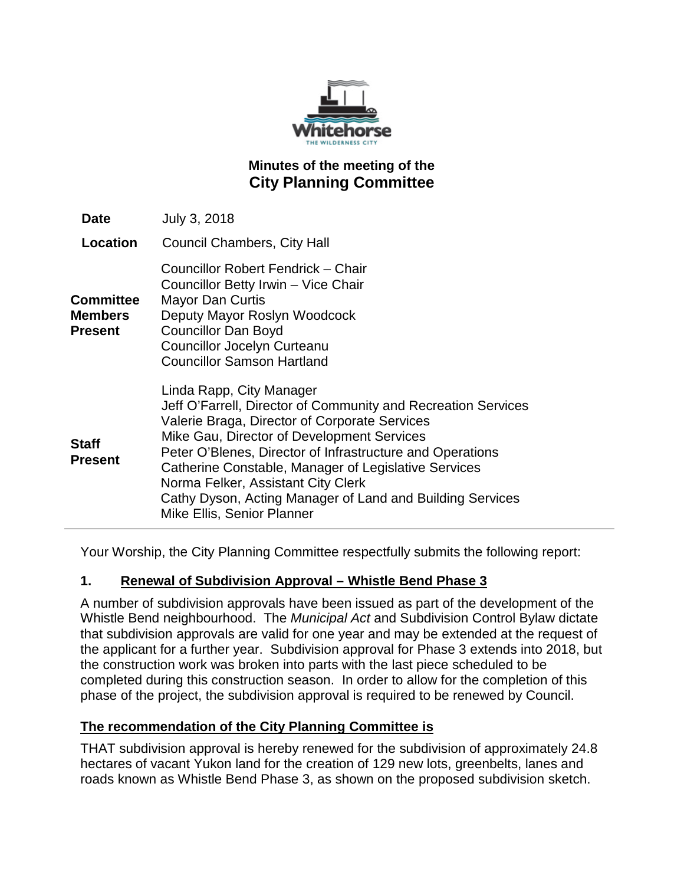# Minutes of the meeting of the
# City Planning Committee

| | |
|---|---|
| **Date** | July 3, 2018 |
| **Location** | Council Chambers, City Hall |
| **Committee Members Present** | Councillor Robert Fendrick – Chair<br>Councillor Betty Irwin – Vice Chair<br>Mayor Dan Curtis<br>Deputy Mayor Roslyn Woodcock<br>Councillor Dan Boyd<br>Councillor Jocelyn Curteanu<br>Councillor Samson Hartland |
| **Staff Present** | Linda Rapp, City Manager<br>Jeff O'Farrell, Director of Community and Recreation Services<br>Valerie Braga, Director of Corporate Services<br>Mike Gau, Director of Development Services<br>Peter O'Blenes, Director of Infrastructure and Operations<br>Catherine Constable, Manager of Legislative Services<br>Norma Felker, Assistant City Clerk<br>Cathy Dyson, Acting Manager of Land and Building Services<br>Mike Ellis, Senior Planner |

Your Worship, the City Planning Committee respectfully submits the following report:

## 1. Renewal of Subdivision Approval – Whistle Bend Phase 3

A number of subdivision approvals have been issued as part of the development of the Whistle Bend neighbourhood. The *Municipal Act* and Subdivision Control Bylaw dictate that subdivision approvals are valid for one year and may be extended at the request of the applicant for a further year. Subdivision approval for Phase 3 extends into 2018, but the construction work was broken into parts with the last piece scheduled to be completed during this construction season. In order to allow for the completion of this phase of the project, the subdivision approval is required to be renewed by Council.

**The recommendation of the City Planning Committee is**

THAT subdivision approval is hereby renewed for the subdivision of approximately 24.8 hectares of vacant Yukon land for the creation of 129 new lots, greenbelts, lanes and roads known as Whistle Bend Phase 3, as shown on the proposed subdivision sketch.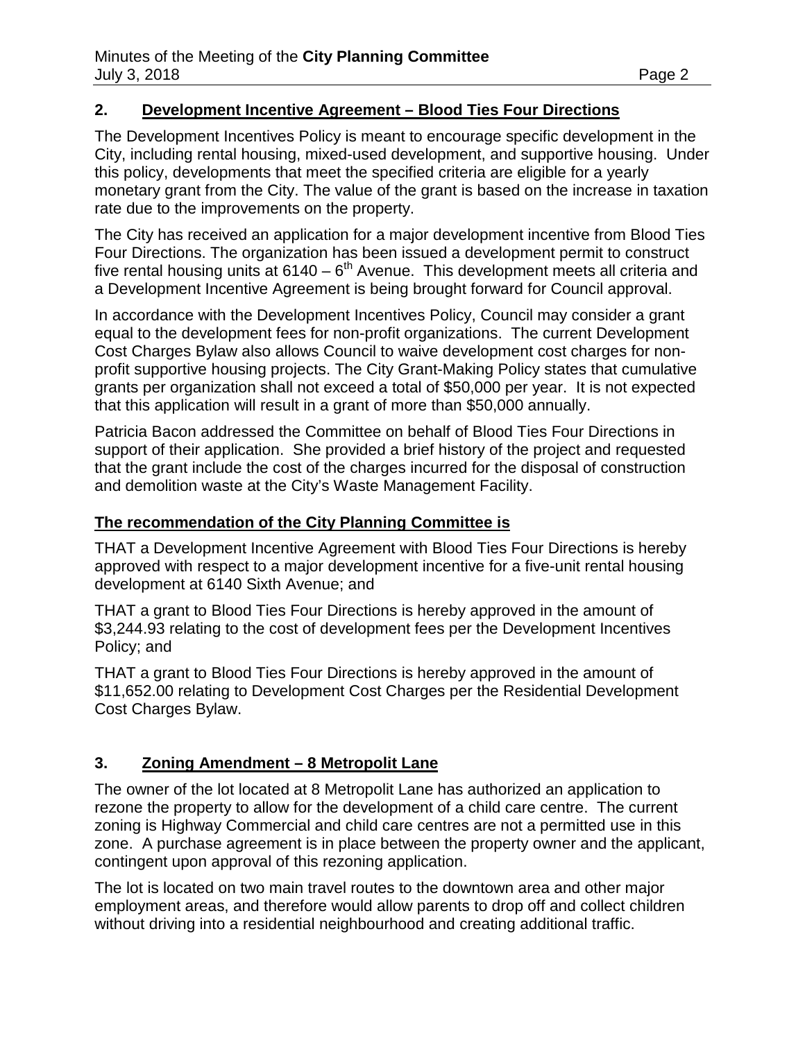## 2. Development Incentive Agreement – Blood Ties Four Directions

The Development Incentives Policy is meant to encourage specific development in the City, including rental housing, mixed-used development, and supportive housing. Under this policy, developments that meet the specified criteria are eligible for a yearly monetary grant from the City. The value of the grant is based on the increase in taxation rate due to the improvements on the property.

The City has received an application for a major development incentive from Blood Ties Four Directions. The organization has been issued a development permit to construct five rental housing units at 6140 – 6th Avenue. This development meets all criteria and a Development Incentive Agreement is being brought forward for Council approval.

In accordance with the Development Incentives Policy, Council may consider a grant equal to the development fees for non-profit organizations. The current Development Cost Charges Bylaw also allows Council to waive development cost charges for non-profit supportive housing projects. The City Grant-Making Policy states that cumulative grants per organization shall not exceed a total of $50,000 per year. It is not expected that this application will result in a grant of more than $50,000 annually.

Patricia Bacon addressed the Committee on behalf of Blood Ties Four Directions in support of their application. She provided a brief history of the project and requested that the grant include the cost of the charges incurred for the disposal of construction and demolition waste at the City's Waste Management Facility.

**The recommendation of the City Planning Committee is**

THAT a Development Incentive Agreement with Blood Ties Four Directions is hereby approved with respect to a major development incentive for a five-unit rental housing development at 6140 Sixth Avenue; and

THAT a grant to Blood Ties Four Directions is hereby approved in the amount of $3,244.93 relating to the cost of development fees per the Development Incentives Policy; and

THAT a grant to Blood Ties Four Directions is hereby approved in the amount of $11,652.00 relating to Development Cost Charges per the Residential Development Cost Charges Bylaw.

## 3. Zoning Amendment – 8 Metropolit Lane

The owner of the lot located at 8 Metropolit Lane has authorized an application to rezone the property to allow for the development of a child care centre. The current zoning is Highway Commercial and child care centres are not a permitted use in this zone. A purchase agreement is in place between the property owner and the applicant, contingent upon approval of this rezoning application.

The lot is located on two main travel routes to the downtown area and other major employment areas, and therefore would allow parents to drop off and collect children without driving into a residential neighbourhood and creating additional traffic.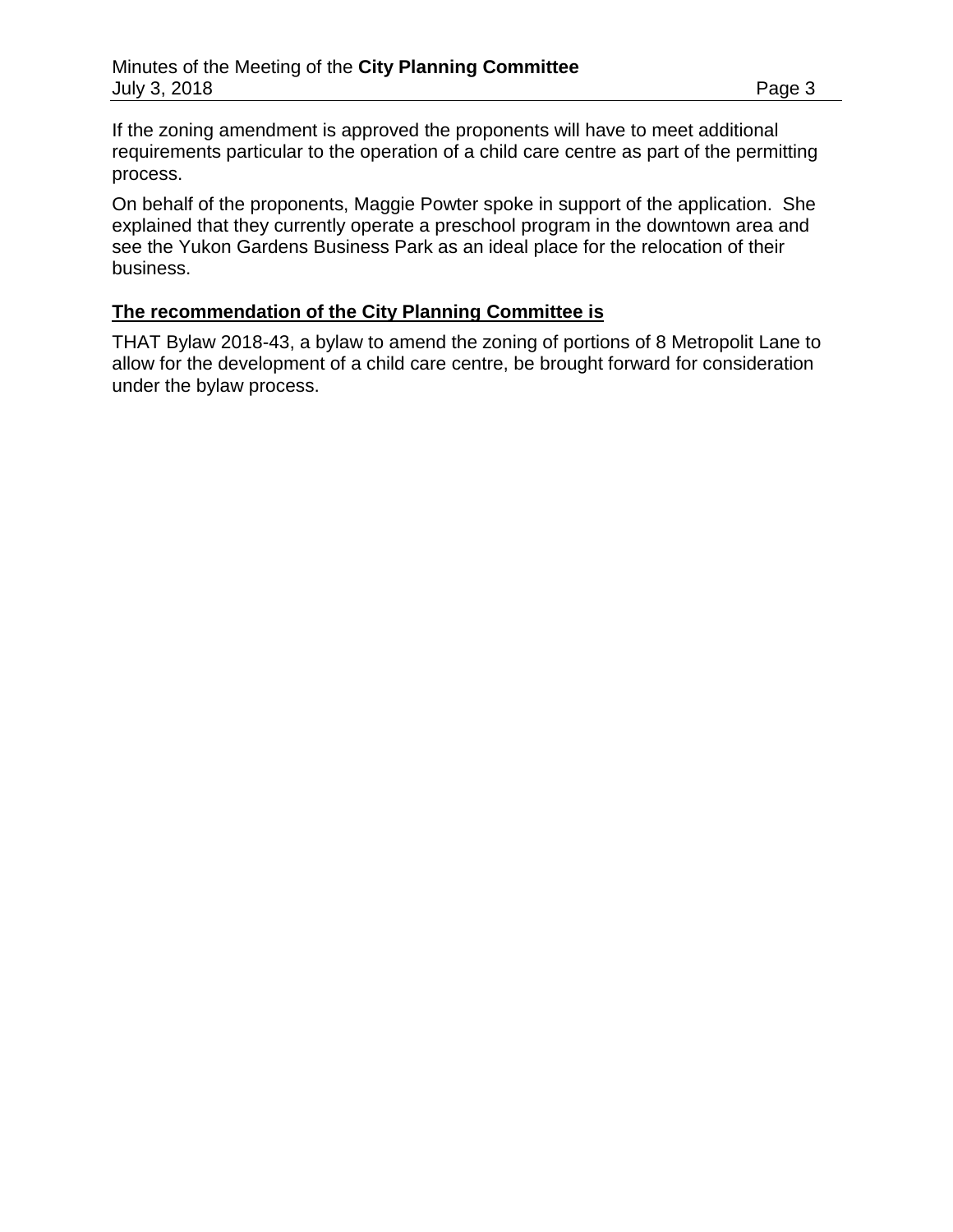If the zoning amendment is approved the proponents will have to meet additional requirements particular to the operation of a child care centre as part of the permitting process.

On behalf of the proponents, Maggie Powter spoke in support of the application. She explained that they currently operate a preschool program in the downtown area and see the Yukon Gardens Business Park as an ideal place for the relocation of their business.

**The recommendation of the City Planning Committee is**

THAT Bylaw 2018-43, a bylaw to amend the zoning of portions of 8 Metropolit Lane to allow for the development of a child care centre, be brought forward for consideration under the bylaw process.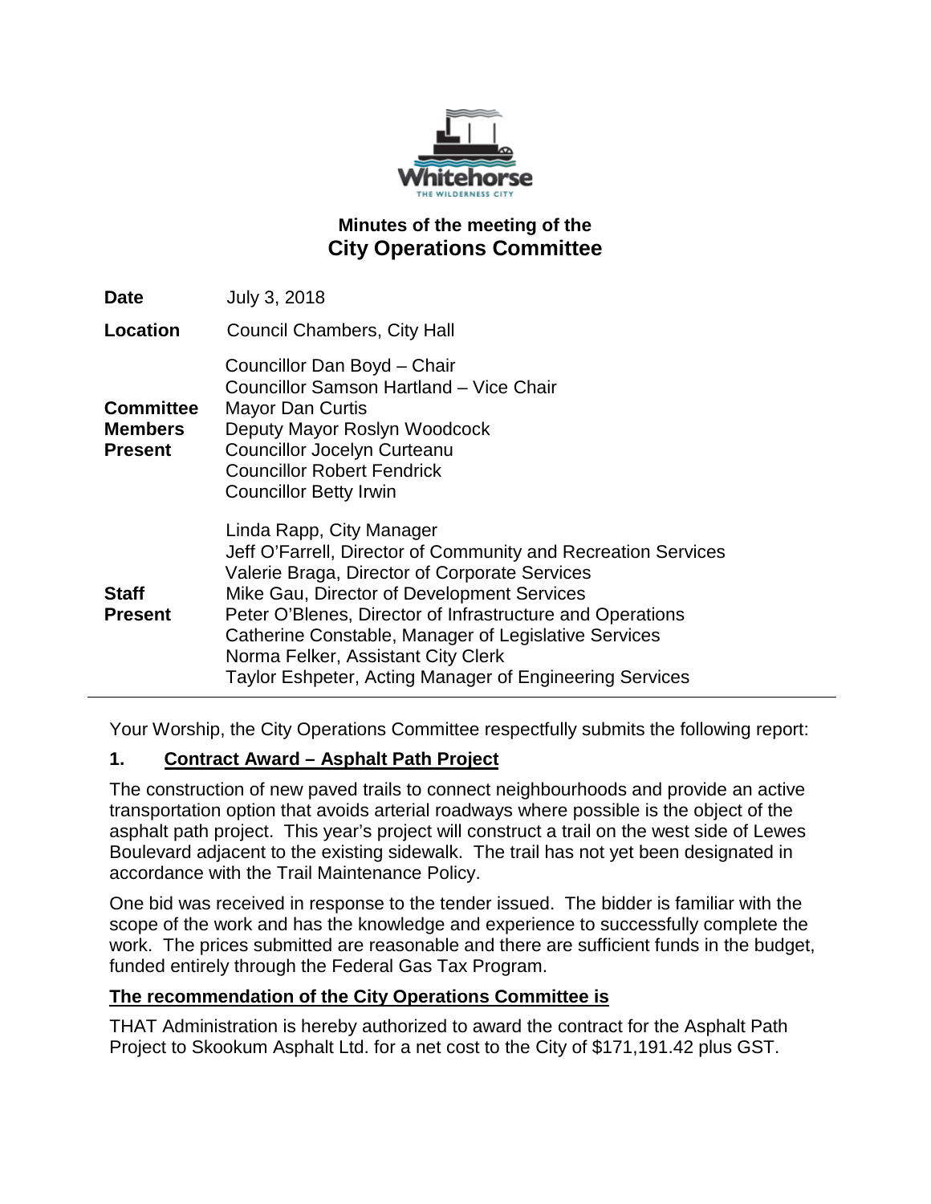## Minutes of the meeting of the
# City Operations Committee

| | |
|---|---|
| **Date** | July 3, 2018 |
| **Location** | Council Chambers, City Hall |
| **Committee Members Present** | Councillor Dan Boyd – Chair<br>Councillor Samson Hartland – Vice Chair<br>Mayor Dan Curtis<br>Deputy Mayor Roslyn Woodcock<br>Councillor Jocelyn Curteanu<br>Councillor Robert Fendrick<br>Councillor Betty Irwin |
| **Staff Present** | Linda Rapp, City Manager<br>Jeff O'Farrell, Director of Community and Recreation Services<br>Valerie Braga, Director of Corporate Services<br>Mike Gau, Director of Development Services<br>Peter O'Blenes, Director of Infrastructure and Operations<br>Catherine Constable, Manager of Legislative Services<br>Norma Felker, Assistant City Clerk<br>Taylor Eshpeter, Acting Manager of Engineering Services |

Your Worship, the City Operations Committee respectfully submits the following report:

### 1. Contract Award – Asphalt Path Project

The construction of new paved trails to connect neighbourhoods and provide an active transportation option that avoids arterial roadways where possible is the object of the asphalt path project. This year's project will construct a trail on the west side of Lewes Boulevard adjacent to the existing sidewalk. The trail has not yet been designated in accordance with the Trail Maintenance Policy.

One bid was received in response to the tender issued. The bidder is familiar with the scope of the work and has the knowledge and experience to successfully complete the work. The prices submitted are reasonable and there are sufficient funds in the budget, funded entirely through the Federal Gas Tax Program.

**The recommendation of the City Operations Committee is**

THAT Administration is hereby authorized to award the contract for the Asphalt Path Project to Skookum Asphalt Ltd. for a net cost to the City of $171,191.42 plus GST.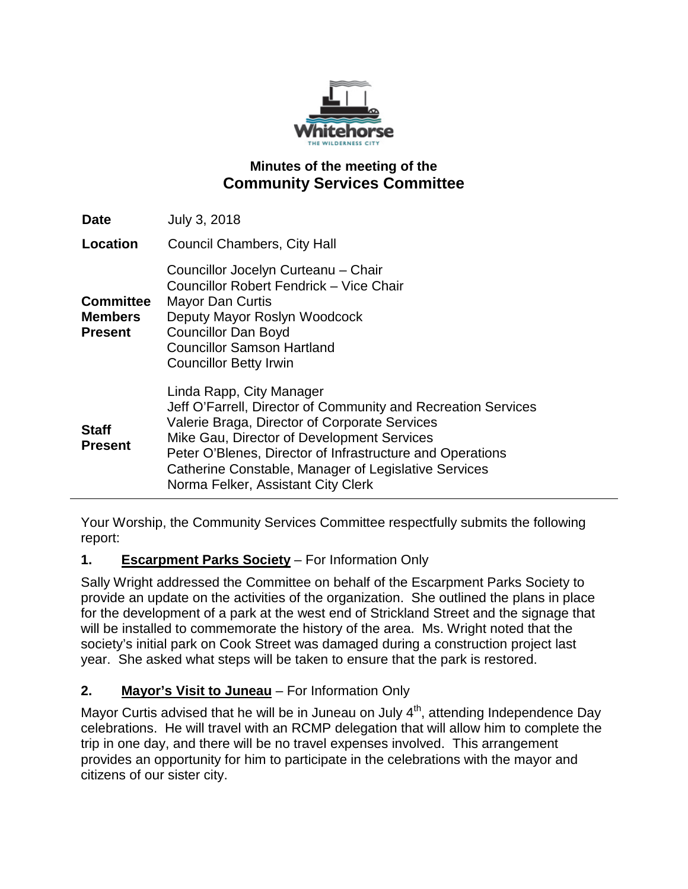# Minutes of the meeting of the
## Community Services Committee

| | |
|---|---|
| **Date** | July 3, 2018 |
| **Location** | Council Chambers, City Hall |
| **Committee Members Present** | Councillor Jocelyn Curteanu – Chair<br>Councillor Robert Fendrick – Vice Chair<br>Mayor Dan Curtis<br>Deputy Mayor Roslyn Woodcock<br>Councillor Dan Boyd<br>Councillor Samson Hartland<br>Councillor Betty Irwin |
| **Staff Present** | Linda Rapp, City Manager<br>Jeff O'Farrell, Director of Community and Recreation Services<br>Valerie Braga, Director of Corporate Services<br>Mike Gau, Director of Development Services<br>Peter O'Blenes, Director of Infrastructure and Operations<br>Catherine Constable, Manager of Legislative Services<br>Norma Felker, Assistant City Clerk |

Your Worship, the Community Services Committee respectfully submits the following report:

**1. Escarpment Parks Society** – For Information Only

Sally Wright addressed the Committee on behalf of the Escarpment Parks Society to provide an update on the activities of the organization. She outlined the plans in place for the development of a park at the west end of Strickland Street and the signage that will be installed to commemorate the history of the area. Ms. Wright noted that the society's initial park on Cook Street was damaged during a construction project last year. She asked what steps will be taken to ensure that the park is restored.

**2. Mayor's Visit to Juneau** – For Information Only

Mayor Curtis advised that he will be in Juneau on July 4th, attending Independence Day celebrations. He will travel with an RCMP delegation that will allow him to complete the trip in one day, and there will be no travel expenses involved. This arrangement provides an opportunity for him to participate in the celebrations with the mayor and citizens of our sister city.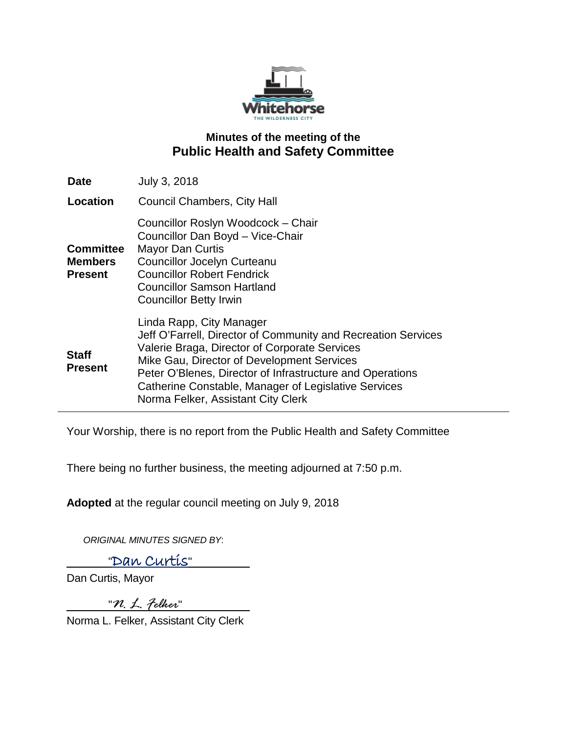## Minutes of the meeting of the
# Public Health and Safety Committee

| | |
|---|---|
| **Date** | July 3, 2018 |
| **Location** | Council Chambers, City Hall |
| **Committee Members Present** | Councillor Roslyn Woodcock – Chair<br>Councillor Dan Boyd – Vice-Chair<br>Mayor Dan Curtis<br>Councillor Jocelyn Curteanu<br>Councillor Robert Fendrick<br>Councillor Samson Hartland<br>Councillor Betty Irwin |
| **Staff Present** | Linda Rapp, City Manager<br>Jeff O'Farrell, Director of Community and Recreation Services<br>Valerie Braga, Director of Corporate Services<br>Mike Gau, Director of Development Services<br>Peter O'Blenes, Director of Infrastructure and Operations<br>Catherine Constable, Manager of Legislative Services<br>Norma Felker, Assistant City Clerk |

Your Worship, there is no report from the Public Health and Safety Committee

There being no further business, the meeting adjourned at 7:50 p.m.

**Adopted** at the regular council meeting on July 9, 2018

*ORIGINAL MINUTES SIGNED BY*:

"Dan Curtis"

Dan Curtis, Mayor

"N. L. Felker"

Norma L. Felker, Assistant City Clerk